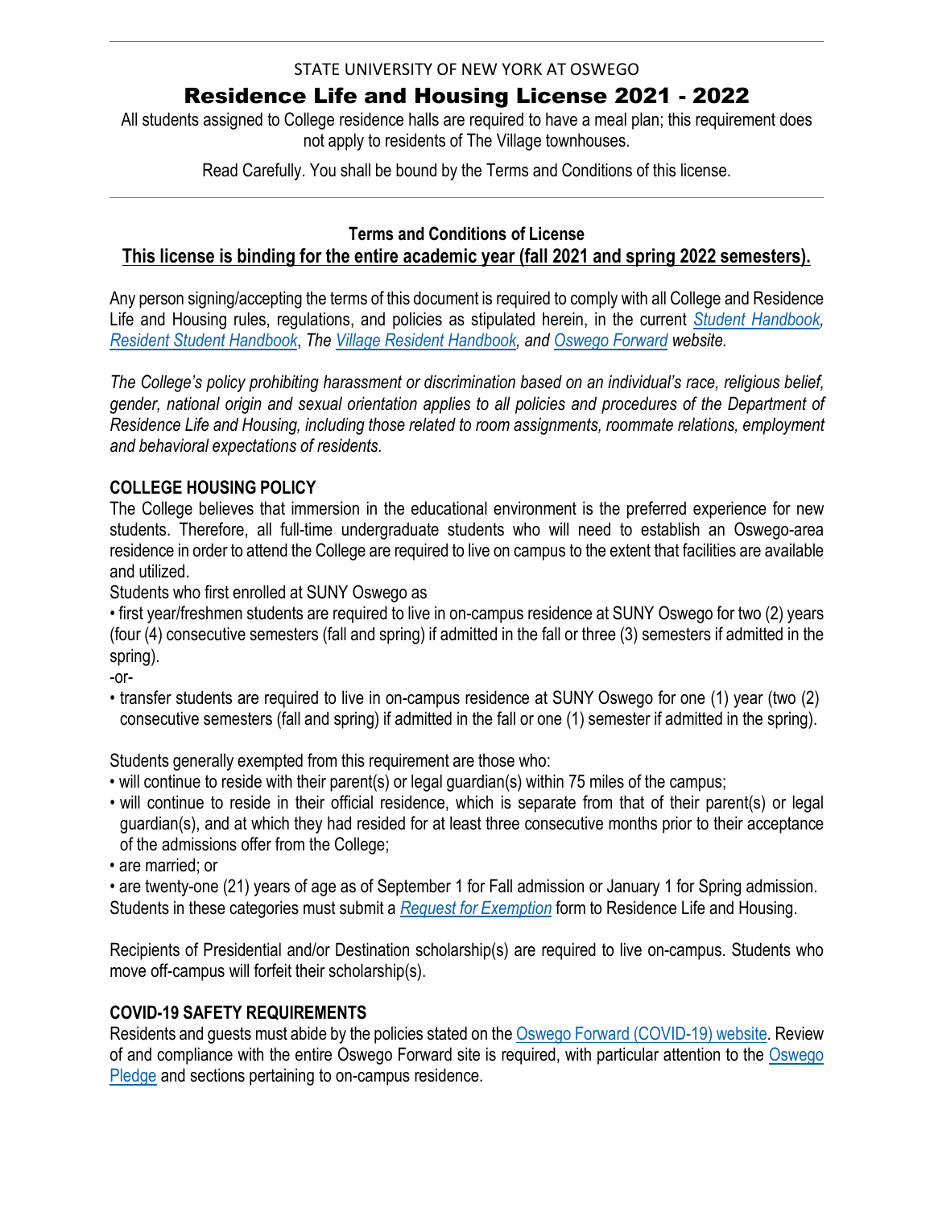STATE UNIVERSITY OF NEW YORK AT OSWEGO

# Residence Life and Housing License 2021 - 2022

All students assigned to College residence halls are required to have a meal plan; this requirement does not apply to residents of The Village townhouses.

Read Carefully. You shall be bound by the Terms and Conditions of this license.

---

**Terms and Conditions of License**

**This license is binding for the entire academic year (fall 2021 and spring 2022 semesters).**

Any person signing/accepting the terms of this document is required to comply with all College and Residence Life and Housing rules, regulations, and policies as stipulated herein, in the current *Student Handbook*, *Resident Student Handbook*, *The Village Resident Handbook, and Oswego Forward website.*

*The College's policy prohibiting harassment or discrimination based on an individual's race, religious belief, gender, national origin and sexual orientation applies to all policies and procedures of the Department of Residence Life and Housing, including those related to room assignments, roommate relations, employment and behavioral expectations of residents.*

## COLLEGE HOUSING POLICY

The College believes that immersion in the educational environment is the preferred experience for new students. Therefore, all full-time undergraduate students who will need to establish an Oswego-area residence in order to attend the College are required to live on campus to the extent that facilities are available and utilized.

Students who first enrolled at SUNY Oswego as

- first year/freshmen students are required to live in on-campus residence at SUNY Oswego for two (2) years (four (4) consecutive semesters (fall and spring) if admitted in the fall or three (3) semesters if admitted in the spring).

-or-

- transfer students are required to live in on-campus residence at SUNY Oswego for one (1) year (two (2) consecutive semesters (fall and spring) if admitted in the fall or one (1) semester if admitted in the spring).

Students generally exempted from this requirement are those who:

- will continue to reside with their parent(s) or legal guardian(s) within 75 miles of the campus;
- will continue to reside in their official residence, which is separate from that of their parent(s) or legal guardian(s), and at which they had resided for at least three consecutive months prior to their acceptance of the admissions offer from the College;
- are married; or
- are twenty-one (21) years of age as of September 1 for Fall admission or January 1 for Spring admission.

Students in these categories must submit a *Request for Exemption* form to Residence Life and Housing.

Recipients of Presidential and/or Destination scholarship(s) are required to live on-campus. Students who move off-campus will forfeit their scholarship(s).

## COVID-19 SAFETY REQUIREMENTS

Residents and guests must abide by the policies stated on the Oswego Forward (COVID-19) website. Review of and compliance with the entire Oswego Forward site is required, with particular attention to the Oswego Pledge and sections pertaining to on-campus residence.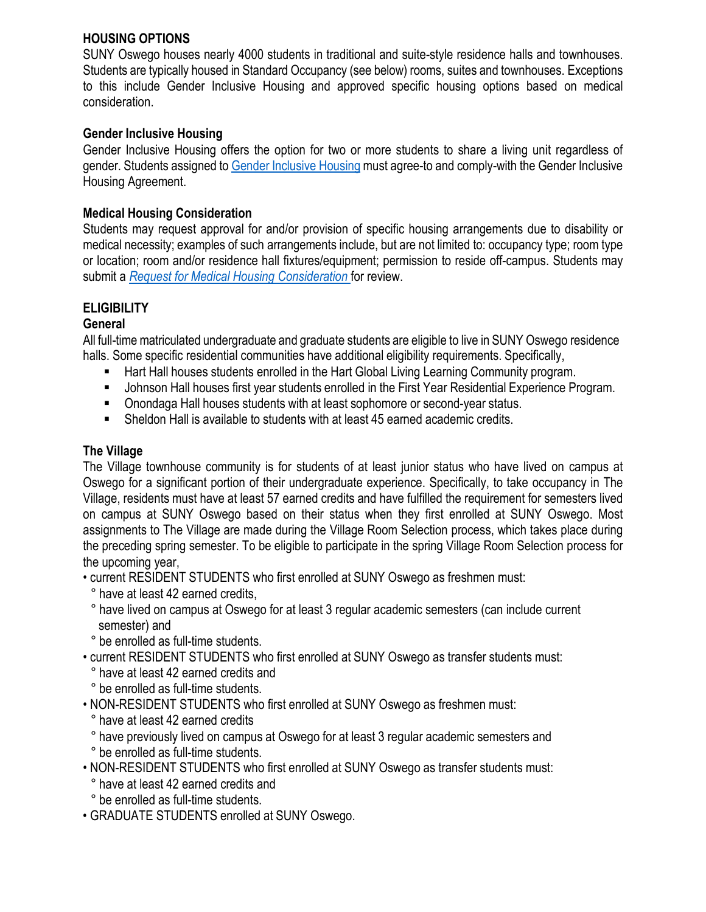## HOUSING OPTIONS

SUNY Oswego houses nearly 4000 students in traditional and suite-style residence halls and townhouses. Students are typically housed in Standard Occupancy (see below) rooms, suites and townhouses. Exceptions to this include Gender Inclusive Housing and approved specific housing options based on medical consideration.

### Gender Inclusive Housing

Gender Inclusive Housing offers the option for two or more students to share a living unit regardless of gender. Students assigned to Gender Inclusive Housing must agree-to and comply-with the Gender Inclusive Housing Agreement.

### Medical Housing Consideration

Students may request approval for and/or provision of specific housing arrangements due to disability or medical necessity; examples of such arrangements include, but are not limited to: occupancy type; room type or location; room and/or residence hall fixtures/equipment; permission to reside off-campus. Students may submit a *Request for Medical Housing Consideration* for review.

## ELIGIBILITY

### General

All full-time matriculated undergraduate and graduate students are eligible to live in SUNY Oswego residence halls. Some specific residential communities have additional eligibility requirements. Specifically,

- Hart Hall houses students enrolled in the Hart Global Living Learning Community program.
- Johnson Hall houses first year students enrolled in the First Year Residential Experience Program.
- Onondaga Hall houses students with at least sophomore or second-year status.
- Sheldon Hall is available to students with at least 45 earned academic credits.

### The Village

The Village townhouse community is for students of at least junior status who have lived on campus at Oswego for a significant portion of their undergraduate experience. Specifically, to take occupancy in The Village, residents must have at least 57 earned credits and have fulfilled the requirement for semesters lived on campus at SUNY Oswego based on their status when they first enrolled at SUNY Oswego. Most assignments to The Village are made during the Village Room Selection process, which takes place during the preceding spring semester. To be eligible to participate in the spring Village Room Selection process for the upcoming year,

- current RESIDENT STUDENTS who first enrolled at SUNY Oswego as freshmen must:
  - have at least 42 earned credits,
  - have lived on campus at Oswego for at least 3 regular academic semesters (can include current semester) and
  - be enrolled as full-time students.
- current RESIDENT STUDENTS who first enrolled at SUNY Oswego as transfer students must:
  - have at least 42 earned credits and
  - be enrolled as full-time students.
- NON-RESIDENT STUDENTS who first enrolled at SUNY Oswego as freshmen must:
  - have at least 42 earned credits
  - have previously lived on campus at Oswego for at least 3 regular academic semesters and
  - be enrolled as full-time students.
- NON-RESIDENT STUDENTS who first enrolled at SUNY Oswego as transfer students must:
  - have at least 42 earned credits and
  - be enrolled as full-time students.
- GRADUATE STUDENTS enrolled at SUNY Oswego.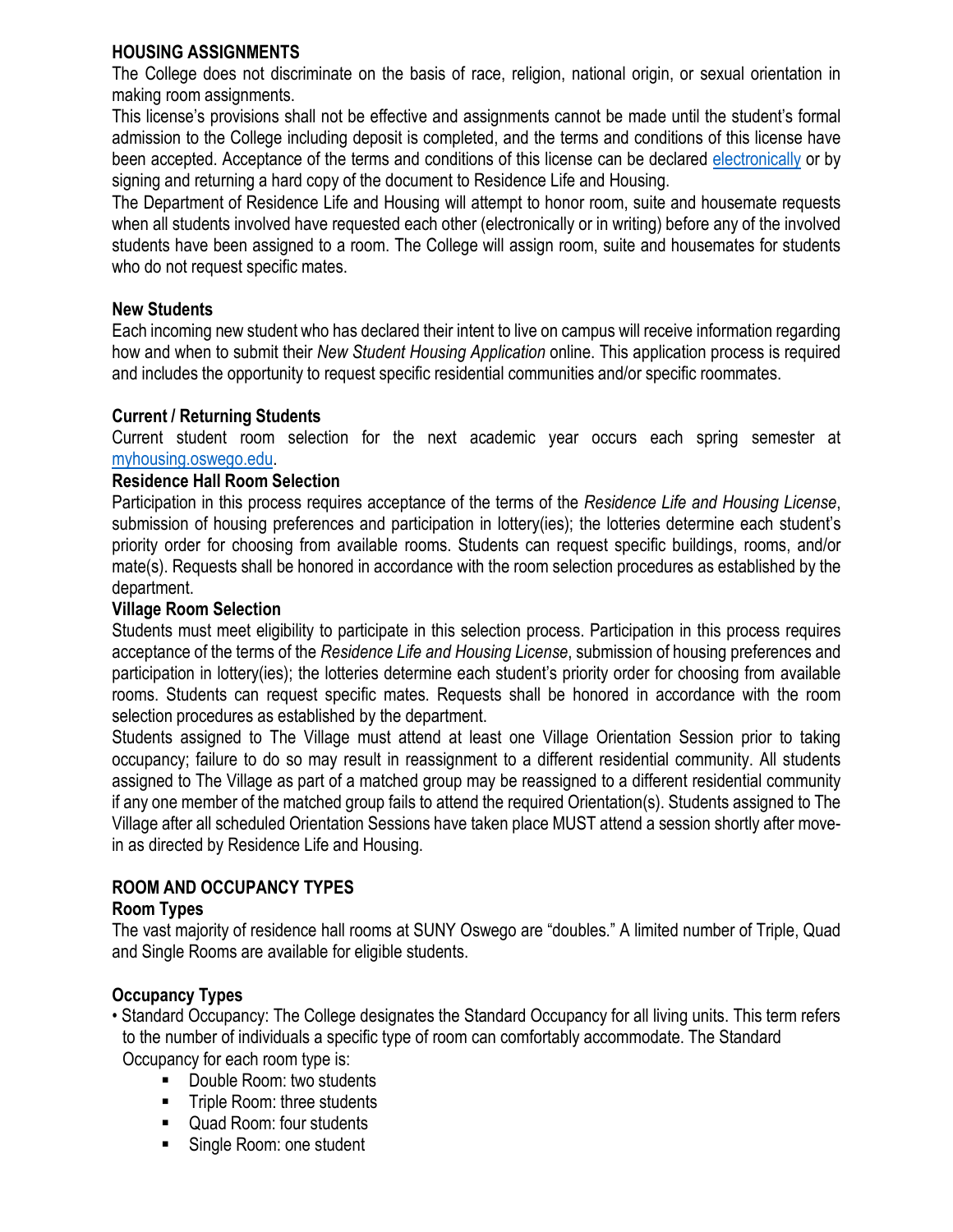## HOUSING ASSIGNMENTS

The College does not discriminate on the basis of race, religion, national origin, or sexual orientation in making room assignments.

This license's provisions shall not be effective and assignments cannot be made until the student's formal admission to the College including deposit is completed, and the terms and conditions of this license have been accepted. Acceptance of the terms and conditions of this license can be declared electronically or by signing and returning a hard copy of the document to Residence Life and Housing.

The Department of Residence Life and Housing will attempt to honor room, suite and housemate requests when all students involved have requested each other (electronically or in writing) before any of the involved students have been assigned to a room. The College will assign room, suite and housemates for students who do not request specific mates.

### New Students

Each incoming new student who has declared their intent to live on campus will receive information regarding how and when to submit their *New Student Housing Application* online. This application process is required and includes the opportunity to request specific residential communities and/or specific roommates.

### Current / Returning Students

Current student room selection for the next academic year occurs each spring semester at myhousing.oswego.edu.

### Residence Hall Room Selection

Participation in this process requires acceptance of the terms of the *Residence Life and Housing License*, submission of housing preferences and participation in lottery(ies); the lotteries determine each student's priority order for choosing from available rooms. Students can request specific buildings, rooms, and/or mate(s). Requests shall be honored in accordance with the room selection procedures as established by the department.

### Village Room Selection

Students must meet eligibility to participate in this selection process. Participation in this process requires acceptance of the terms of the *Residence Life and Housing License*, submission of housing preferences and participation in lottery(ies); the lotteries determine each student's priority order for choosing from available rooms. Students can request specific mates. Requests shall be honored in accordance with the room selection procedures as established by the department.

Students assigned to The Village must attend at least one Village Orientation Session prior to taking occupancy; failure to do so may result in reassignment to a different residential community. All students assigned to The Village as part of a matched group may be reassigned to a different residential community if any one member of the matched group fails to attend the required Orientation(s). Students assigned to The Village after all scheduled Orientation Sessions have taken place MUST attend a session shortly after move-in as directed by Residence Life and Housing.

## ROOM AND OCCUPANCY TYPES

### Room Types

The vast majority of residence hall rooms at SUNY Oswego are "doubles." A limited number of Triple, Quad and Single Rooms are available for eligible students.

### Occupancy Types

- Standard Occupancy: The College designates the Standard Occupancy for all living units. This term refers to the number of individuals a specific type of room can comfortably accommodate. The Standard Occupancy for each room type is:
  - Double Room: two students
  - Triple Room: three students
  - Quad Room: four students
  - Single Room: one student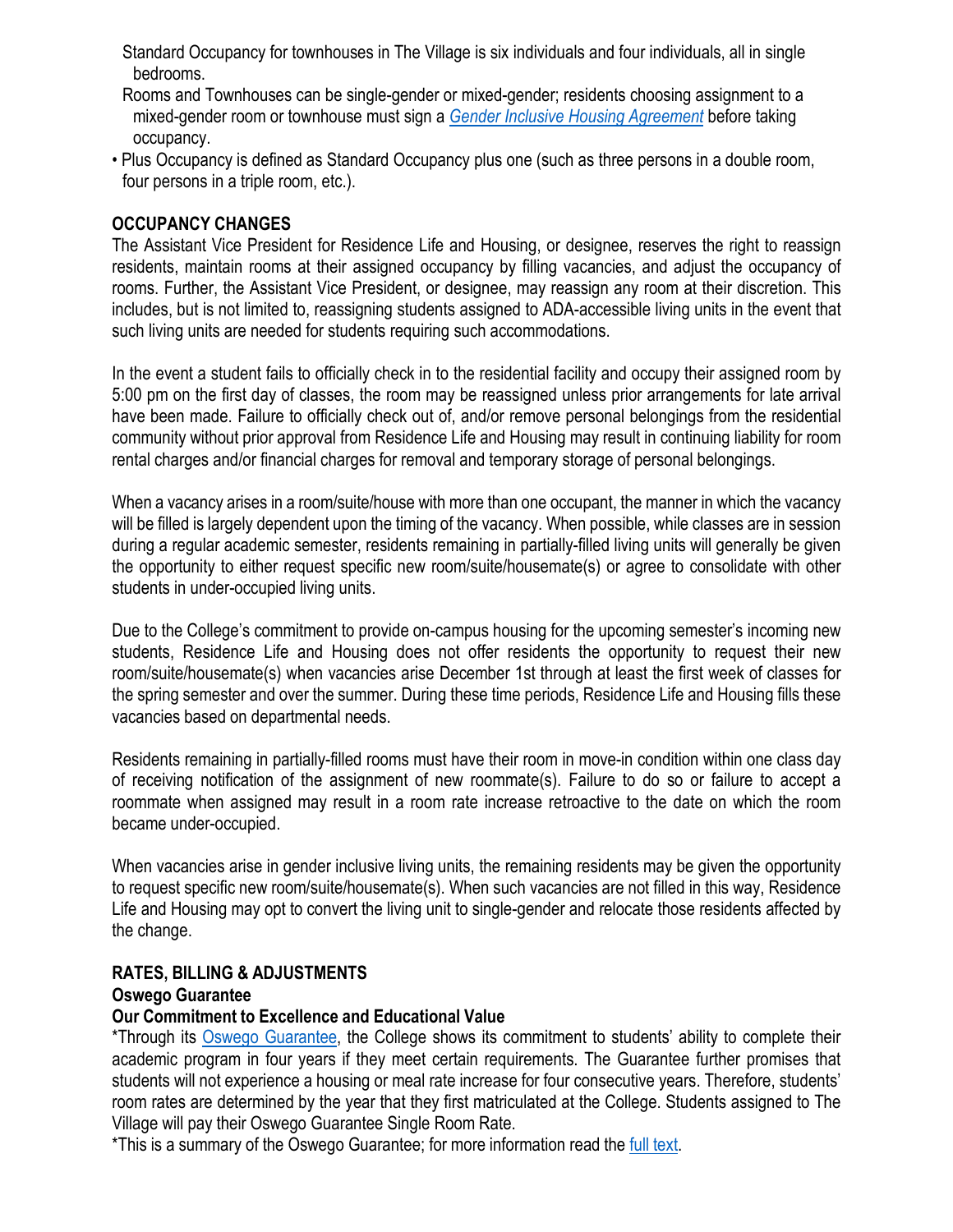Standard Occupancy for townhouses in The Village is six individuals and four individuals, all in single bedrooms.
Rooms and Townhouses can be single-gender or mixed-gender; residents choosing assignment to a mixed-gender room or townhouse must sign a *Gender Inclusive Housing Agreement* before taking occupancy.

- Plus Occupancy is defined as Standard Occupancy plus one (such as three persons in a double room, four persons in a triple room, etc.).

**OCCUPANCY CHANGES**

The Assistant Vice President for Residence Life and Housing, or designee, reserves the right to reassign residents, maintain rooms at their assigned occupancy by filling vacancies, and adjust the occupancy of rooms. Further, the Assistant Vice President, or designee, may reassign any room at their discretion. This includes, but is not limited to, reassigning students assigned to ADA-accessible living units in the event that such living units are needed for students requiring such accommodations.

In the event a student fails to officially check in to the residential facility and occupy their assigned room by 5:00 pm on the first day of classes, the room may be reassigned unless prior arrangements for late arrival have been made. Failure to officially check out of, and/or remove personal belongings from the residential community without prior approval from Residence Life and Housing may result in continuing liability for room rental charges and/or financial charges for removal and temporary storage of personal belongings.

When a vacancy arises in a room/suite/house with more than one occupant, the manner in which the vacancy will be filled is largely dependent upon the timing of the vacancy. When possible, while classes are in session during a regular academic semester, residents remaining in partially-filled living units will generally be given the opportunity to either request specific new room/suite/housemate(s) or agree to consolidate with other students in under-occupied living units.

Due to the College's commitment to provide on-campus housing for the upcoming semester's incoming new students, Residence Life and Housing does not offer residents the opportunity to request their new room/suite/housemate(s) when vacancies arise December 1st through at least the first week of classes for the spring semester and over the summer. During these time periods, Residence Life and Housing fills these vacancies based on departmental needs.

Residents remaining in partially-filled rooms must have their room in move-in condition within one class day of receiving notification of the assignment of new roommate(s). Failure to do so or failure to accept a roommate when assigned may result in a room rate increase retroactive to the date on which the room became under-occupied.

When vacancies arise in gender inclusive living units, the remaining residents may be given the opportunity to request specific new room/suite/housemate(s). When such vacancies are not filled in this way, Residence Life and Housing may opt to convert the living unit to single-gender and relocate those residents affected by the change.

**RATES, BILLING & ADJUSTMENTS**

**Oswego Guarantee**

**Our Commitment to Excellence and Educational Value**

*Through its Oswego Guarantee, the College shows its commitment to students' ability to complete their academic program in four years if they meet certain requirements. The Guarantee further promises that students will not experience a housing or meal rate increase for four consecutive years. Therefore, students' room rates are determined by the year that they first matriculated at the College. Students assigned to The Village will pay their Oswego Guarantee Single Room Rate.

*This is a summary of the Oswego Guarantee; for more information read the full text.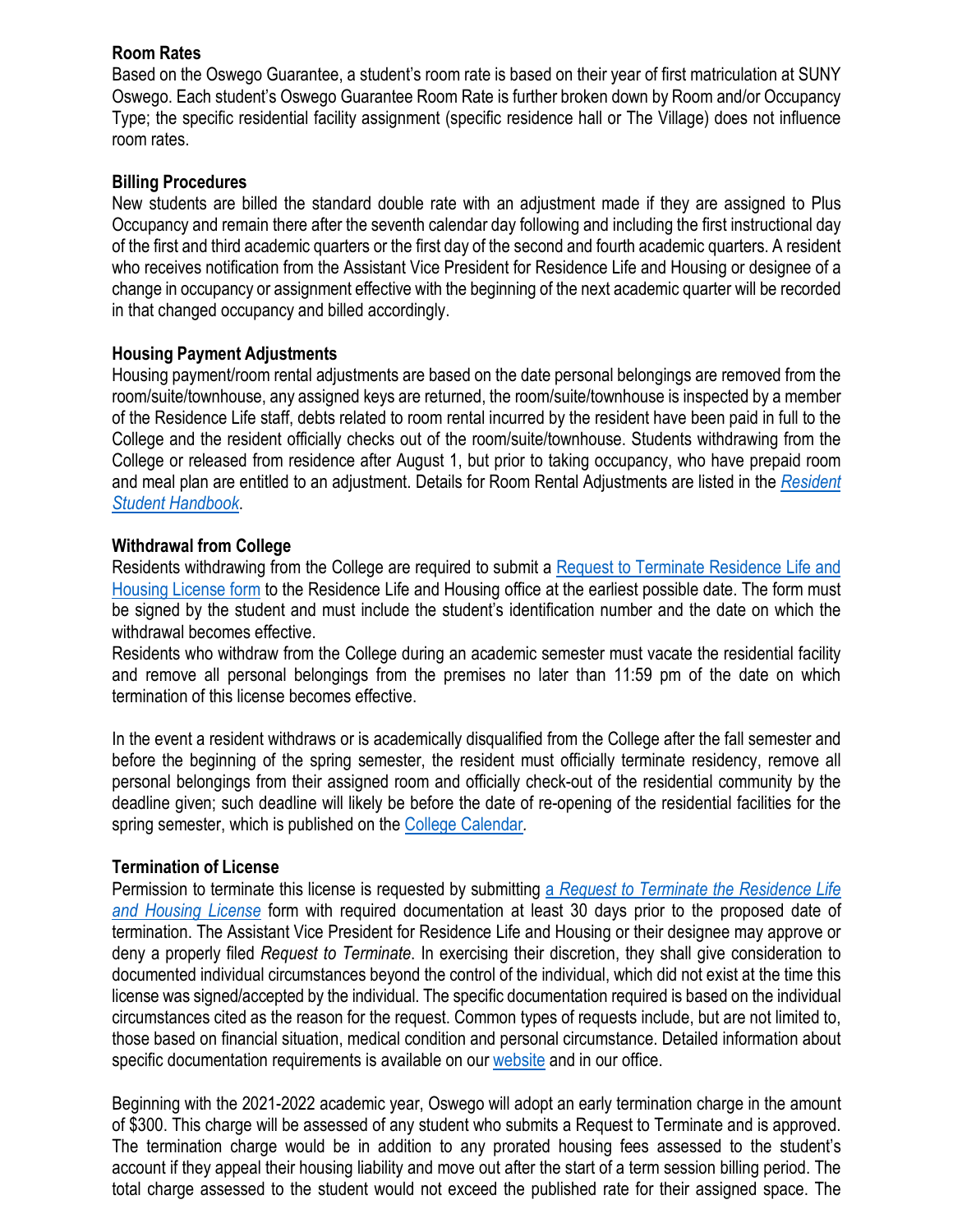**Room Rates**

Based on the Oswego Guarantee, a student's room rate is based on their year of first matriculation at SUNY Oswego. Each student's Oswego Guarantee Room Rate is further broken down by Room and/or Occupancy Type; the specific residential facility assignment (specific residence hall or The Village) does not influence room rates.

**Billing Procedures**

New students are billed the standard double rate with an adjustment made if they are assigned to Plus Occupancy and remain there after the seventh calendar day following and including the first instructional day of the first and third academic quarters or the first day of the second and fourth academic quarters. A resident who receives notification from the Assistant Vice President for Residence Life and Housing or designee of a change in occupancy or assignment effective with the beginning of the next academic quarter will be recorded in that changed occupancy and billed accordingly.

**Housing Payment Adjustments**

Housing payment/room rental adjustments are based on the date personal belongings are removed from the room/suite/townhouse, any assigned keys are returned, the room/suite/townhouse is inspected by a member of the Residence Life staff, debts related to room rental incurred by the resident have been paid in full to the College and the resident officially checks out of the room/suite/townhouse. Students withdrawing from the College or released from residence after August 1, but prior to taking occupancy, who have prepaid room and meal plan are entitled to an adjustment. Details for Room Rental Adjustments are listed in the *Resident Student Handbook*.

**Withdrawal from College**

Residents withdrawing from the College are required to submit a Request to Terminate Residence Life and Housing License form to the Residence Life and Housing office at the earliest possible date. The form must be signed by the student and must include the student's identification number and the date on which the withdrawal becomes effective.

Residents who withdraw from the College during an academic semester must vacate the residential facility and remove all personal belongings from the premises no later than 11:59 pm of the date on which termination of this license becomes effective.

In the event a resident withdraws or is academically disqualified from the College after the fall semester and before the beginning of the spring semester, the resident must officially terminate residency, remove all personal belongings from their assigned room and officially check-out of the residential community by the deadline given; such deadline will likely be before the date of re-opening of the residential facilities for the spring semester, which is published on the College Calendar.

**Termination of License**

Permission to terminate this license is requested by submitting a *Request to Terminate the Residence Life and Housing License* form with required documentation at least 30 days prior to the proposed date of termination. The Assistant Vice President for Residence Life and Housing or their designee may approve or deny a properly filed *Request to Terminate*. In exercising their discretion, they shall give consideration to documented individual circumstances beyond the control of the individual, which did not exist at the time this license was signed/accepted by the individual. The specific documentation required is based on the individual circumstances cited as the reason for the request. Common types of requests include, but are not limited to, those based on financial situation, medical condition and personal circumstance. Detailed information about specific documentation requirements is available on our website and in our office.

Beginning with the 2021-2022 academic year, Oswego will adopt an early termination charge in the amount of $300. This charge will be assessed of any student who submits a Request to Terminate and is approved. The termination charge would be in addition to any prorated housing fees assessed to the student's account if they appeal their housing liability and move out after the start of a term session billing period. The total charge assessed to the student would not exceed the published rate for their assigned space. The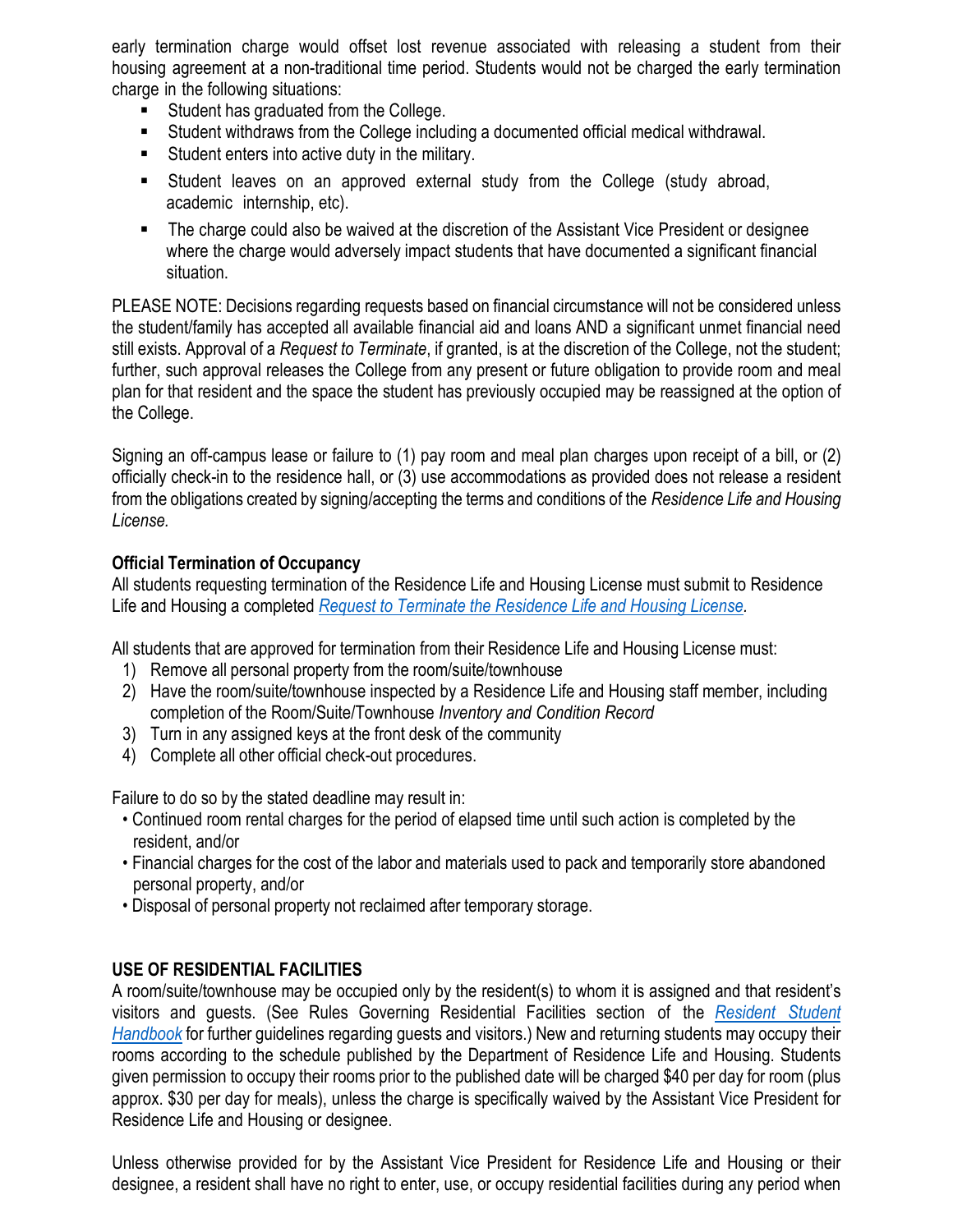early termination charge would offset lost revenue associated with releasing a student from their housing agreement at a non-traditional time period. Students would not be charged the early termination charge in the following situations:

- Student has graduated from the College.
- Student withdraws from the College including a documented official medical withdrawal.
- Student enters into active duty in the military.
- Student leaves on an approved external study from the College (study abroad, academic internship, etc).
- The charge could also be waived at the discretion of the Assistant Vice President or designee where the charge would adversely impact students that have documented a significant financial situation.

PLEASE NOTE: Decisions regarding requests based on financial circumstance will not be considered unless the student/family has accepted all available financial aid and loans AND a significant unmet financial need still exists. Approval of a *Request to Terminate*, if granted, is at the discretion of the College, not the student; further, such approval releases the College from any present or future obligation to provide room and meal plan for that resident and the space the student has previously occupied may be reassigned at the option of the College.

Signing an off-campus lease or failure to (1) pay room and meal plan charges upon receipt of a bill, or (2) officially check-in to the residence hall, or (3) use accommodations as provided does not release a resident from the obligations created by signing/accepting the terms and conditions of the *Residence Life and Housing License.*

**Official Termination of Occupancy**

All students requesting termination of the Residence Life and Housing License must submit to Residence Life and Housing a completed *Request to Terminate the Residence Life and Housing License.*

All students that are approved for termination from their Residence Life and Housing License must:

1) Remove all personal property from the room/suite/townhouse
2) Have the room/suite/townhouse inspected by a Residence Life and Housing staff member, including completion of the Room/Suite/Townhouse *Inventory and Condition Record*
3) Turn in any assigned keys at the front desk of the community
4) Complete all other official check-out procedures.

Failure to do so by the stated deadline may result in:

- Continued room rental charges for the period of elapsed time until such action is completed by the resident, and/or
- Financial charges for the cost of the labor and materials used to pack and temporarily store abandoned personal property, and/or
- Disposal of personal property not reclaimed after temporary storage.

**USE OF RESIDENTIAL FACILITIES**

A room/suite/townhouse may be occupied only by the resident(s) to whom it is assigned and that resident's visitors and guests. (See Rules Governing Residential Facilities section of the *Resident Student Handbook* for further guidelines regarding guests and visitors.) New and returning students may occupy their rooms according to the schedule published by the Department of Residence Life and Housing. Students given permission to occupy their rooms prior to the published date will be charged $40 per day for room (plus approx. $30 per day for meals), unless the charge is specifically waived by the Assistant Vice President for Residence Life and Housing or designee.

Unless otherwise provided for by the Assistant Vice President for Residence Life and Housing or their designee, a resident shall have no right to enter, use, or occupy residential facilities during any period when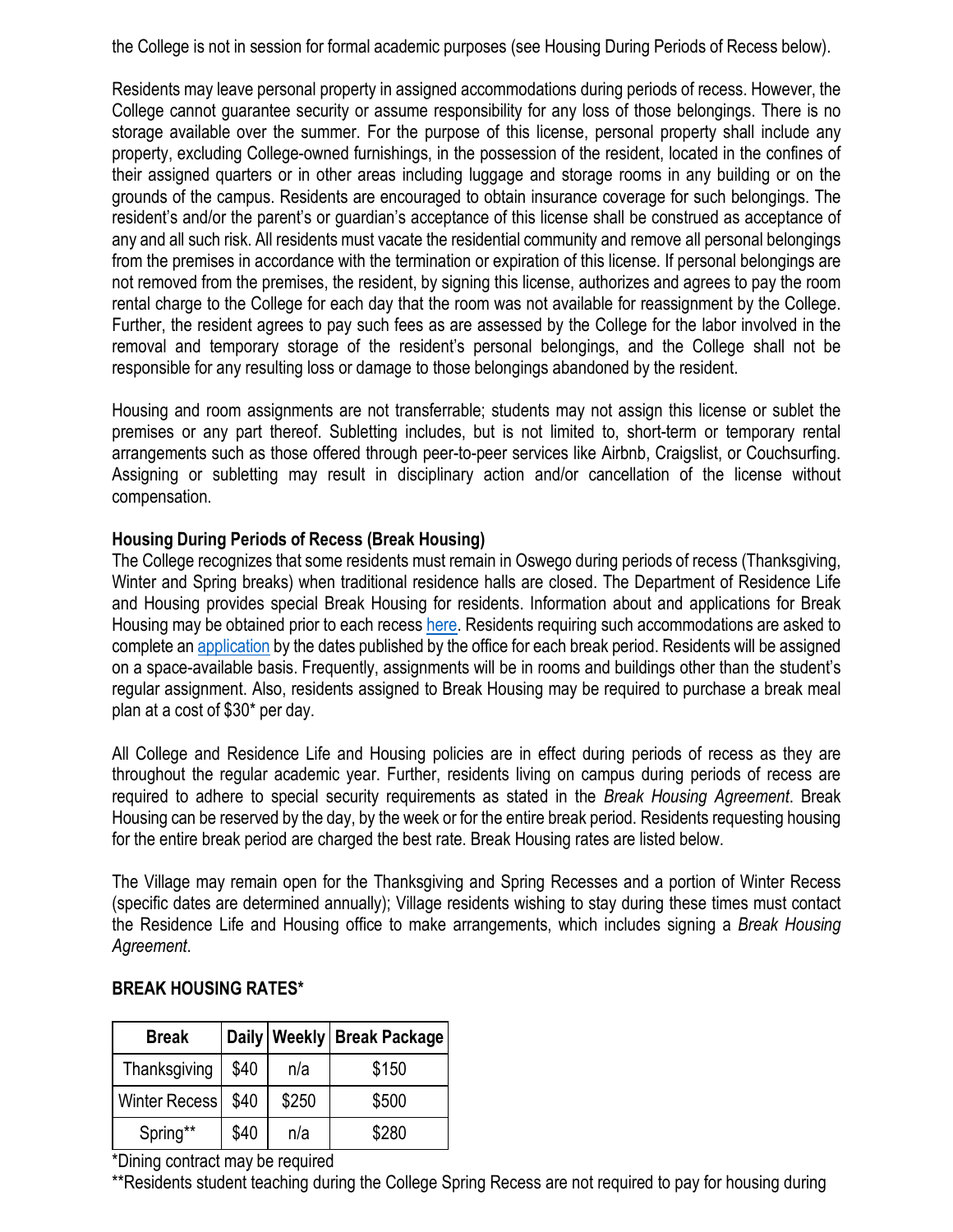the College is not in session for formal academic purposes (see Housing During Periods of Recess below).

Residents may leave personal property in assigned accommodations during periods of recess. However, the College cannot guarantee security or assume responsibility for any loss of those belongings. There is no storage available over the summer. For the purpose of this license, personal property shall include any property, excluding College-owned furnishings, in the possession of the resident, located in the confines of their assigned quarters or in other areas including luggage and storage rooms in any building or on the grounds of the campus. Residents are encouraged to obtain insurance coverage for such belongings. The resident's and/or the parent's or guardian's acceptance of this license shall be construed as acceptance of any and all such risk. All residents must vacate the residential community and remove all personal belongings from the premises in accordance with the termination or expiration of this license. If personal belongings are not removed from the premises, the resident, by signing this license, authorizes and agrees to pay the room rental charge to the College for each day that the room was not available for reassignment by the College. Further, the resident agrees to pay such fees as are assessed by the College for the labor involved in the removal and temporary storage of the resident's personal belongings, and the College shall not be responsible for any resulting loss or damage to those belongings abandoned by the resident.

Housing and room assignments are not transferrable; students may not assign this license or sublet the premises or any part thereof. Subletting includes, but is not limited to, short-term or temporary rental arrangements such as those offered through peer-to-peer services like Airbnb, Craigslist, or Couchsurfing. Assigning or subletting may result in disciplinary action and/or cancellation of the license without compensation.

**Housing During Periods of Recess (Break Housing)**

The College recognizes that some residents must remain in Oswego during periods of recess (Thanksgiving, Winter and Spring breaks) when traditional residence halls are closed. The Department of Residence Life and Housing provides special Break Housing for residents. Information about and applications for Break Housing may be obtained prior to each recess here. Residents requiring such accommodations are asked to complete an application by the dates published by the office for each break period. Residents will be assigned on a space-available basis. Frequently, assignments will be in rooms and buildings other than the student's regular assignment. Also, residents assigned to Break Housing may be required to purchase a break meal plan at a cost of $30* per day.

All College and Residence Life and Housing policies are in effect during periods of recess as they are throughout the regular academic year. Further, residents living on campus during periods of recess are required to adhere to special security requirements as stated in the *Break Housing Agreement*. Break Housing can be reserved by the day, by the week or for the entire break period. Residents requesting housing for the entire break period are charged the best rate. Break Housing rates are listed below.

The Village may remain open for the Thanksgiving and Spring Recesses and a portion of Winter Recess (specific dates are determined annually); Village residents wishing to stay during these times must contact the Residence Life and Housing office to make arrangements, which includes signing a *Break Housing Agreement*.

**BREAK HOUSING RATES***

| Break | Daily | Weekly | Break Package |
|---|---|---|---|
| Thanksgiving | $40 | n/a | $150 |
| Winter Recess | $40 | $250 | $500 |
| Spring** | $40 | n/a | $280 |

*Dining contract may be required

**Residents student teaching during the College Spring Recess are not required to pay for housing during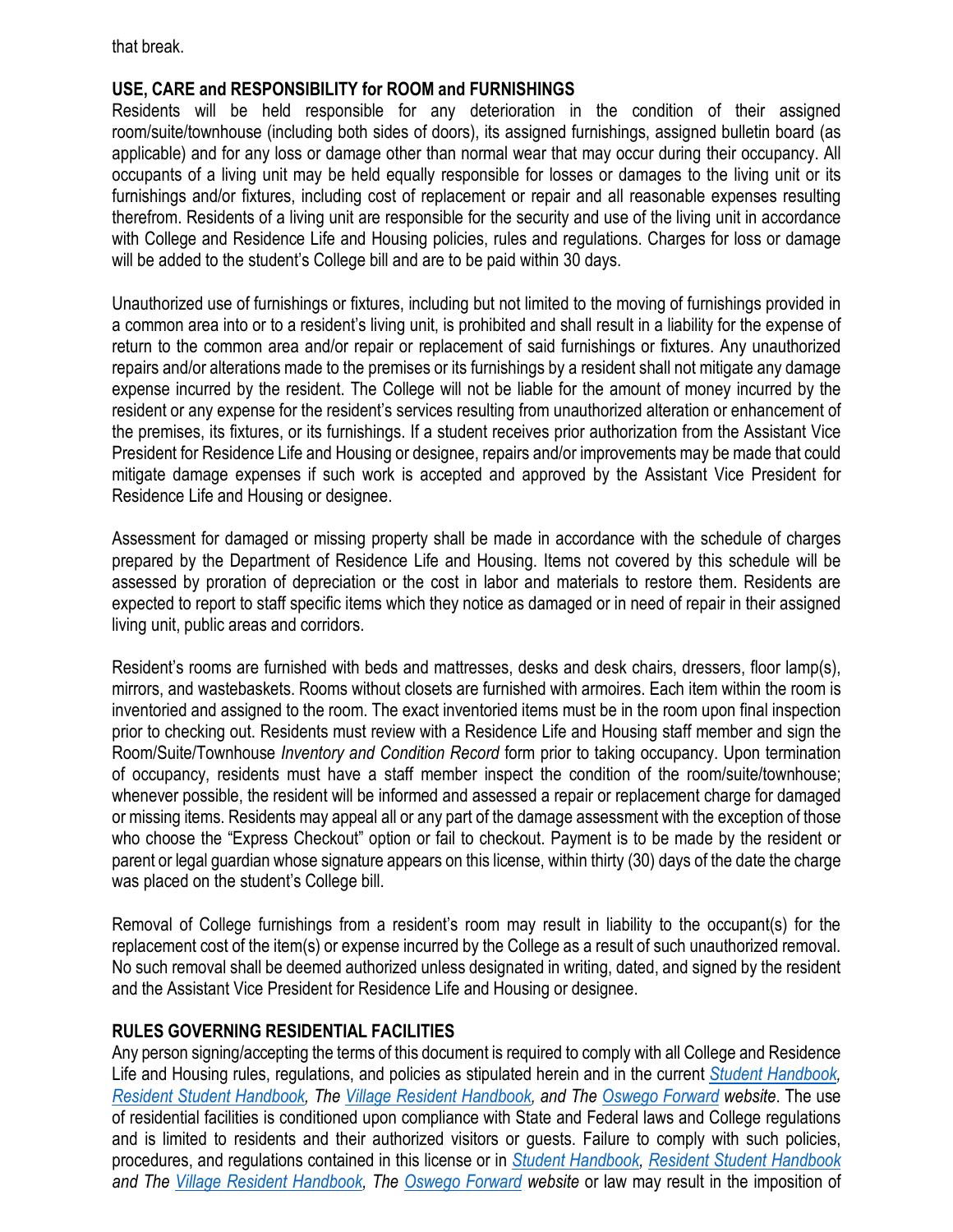that break.

## USE, CARE and RESPONSIBILITY for ROOM and FURNISHINGS

Residents will be held responsible for any deterioration in the condition of their assigned room/suite/townhouse (including both sides of doors), its assigned furnishings, assigned bulletin board (as applicable) and for any loss or damage other than normal wear that may occur during their occupancy. All occupants of a living unit may be held equally responsible for losses or damages to the living unit or its furnishings and/or fixtures, including cost of replacement or repair and all reasonable expenses resulting therefrom. Residents of a living unit are responsible for the security and use of the living unit in accordance with College and Residence Life and Housing policies, rules and regulations. Charges for loss or damage will be added to the student's College bill and are to be paid within 30 days.

Unauthorized use of furnishings or fixtures, including but not limited to the moving of furnishings provided in a common area into or to a resident's living unit, is prohibited and shall result in a liability for the expense of return to the common area and/or repair or replacement of said furnishings or fixtures. Any unauthorized repairs and/or alterations made to the premises or its furnishings by a resident shall not mitigate any damage expense incurred by the resident. The College will not be liable for the amount of money incurred by the resident or any expense for the resident's services resulting from unauthorized alteration or enhancement of the premises, its fixtures, or its furnishings. If a student receives prior authorization from the Assistant Vice President for Residence Life and Housing or designee, repairs and/or improvements may be made that could mitigate damage expenses if such work is accepted and approved by the Assistant Vice President for Residence Life and Housing or designee.

Assessment for damaged or missing property shall be made in accordance with the schedule of charges prepared by the Department of Residence Life and Housing. Items not covered by this schedule will be assessed by proration of depreciation or the cost in labor and materials to restore them. Residents are expected to report to staff specific items which they notice as damaged or in need of repair in their assigned living unit, public areas and corridors.

Resident's rooms are furnished with beds and mattresses, desks and desk chairs, dressers, floor lamp(s), mirrors, and wastebaskets. Rooms without closets are furnished with armoires. Each item within the room is inventoried and assigned to the room. The exact inventoried items must be in the room upon final inspection prior to checking out. Residents must review with a Residence Life and Housing staff member and sign the Room/Suite/Townhouse *Inventory and Condition Record* form prior to taking occupancy. Upon termination of occupancy, residents must have a staff member inspect the condition of the room/suite/townhouse; whenever possible, the resident will be informed and assessed a repair or replacement charge for damaged or missing items. Residents may appeal all or any part of the damage assessment with the exception of those who choose the "Express Checkout" option or fail to checkout. Payment is to be made by the resident or parent or legal guardian whose signature appears on this license, within thirty (30) days of the date the charge was placed on the student's College bill.

Removal of College furnishings from a resident's room may result in liability to the occupant(s) for the replacement cost of the item(s) or expense incurred by the College as a result of such unauthorized removal. No such removal shall be deemed authorized unless designated in writing, dated, and signed by the resident and the Assistant Vice President for Residence Life and Housing or designee.

## RULES GOVERNING RESIDENTIAL FACILITIES

Any person signing/accepting the terms of this document is required to comply with all College and Residence Life and Housing rules, regulations, and policies as stipulated herein and in the current *Student Handbook, Resident Student Handbook, The Village Resident Handbook, and The Oswego Forward website*. The use of residential facilities is conditioned upon compliance with State and Federal laws and College regulations and is limited to residents and their authorized visitors or guests. Failure to comply with such policies, procedures, and regulations contained in this license or in *Student Handbook, Resident Student Handbook and The Village Resident Handbook, The Oswego Forward website* or law may result in the imposition of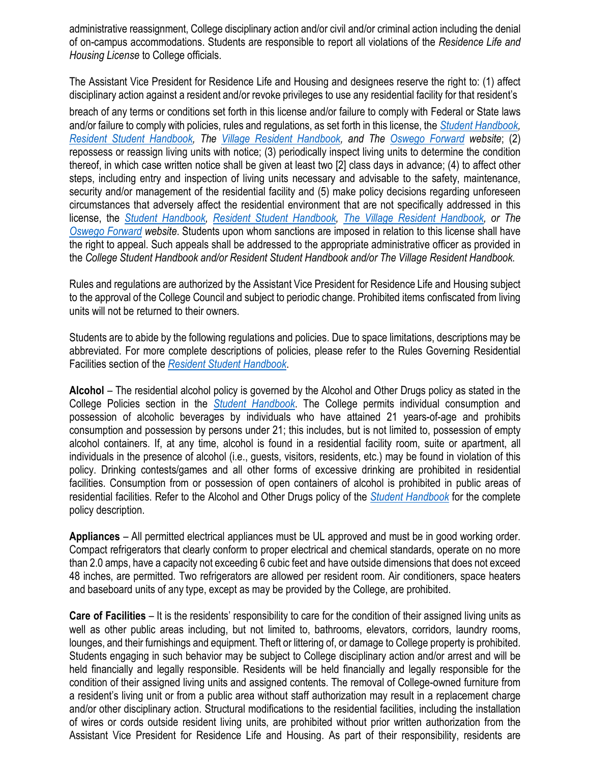administrative reassignment, College disciplinary action and/or civil and/or criminal action including the denial of on-campus accommodations. Students are responsible to report all violations of the *Residence Life and Housing License* to College officials.

The Assistant Vice President for Residence Life and Housing and designees reserve the right to: (1) affect disciplinary action against a resident and/or revoke privileges to use any residential facility for that resident's breach of any terms or conditions set forth in this license and/or failure to comply with Federal or State laws and/or failure to comply with policies, rules and regulations, as set forth in this license, the *Student Handbook, Resident Student Handbook, The Village Resident Handbook, and The Oswego Forward website*; (2) repossess or reassign living units with notice; (3) periodically inspect living units to determine the condition thereof, in which case written notice shall be given at least two [2] class days in advance; (4) to affect other steps, including entry and inspection of living units necessary and advisable to the safety, maintenance, security and/or management of the residential facility and (5) make policy decisions regarding unforeseen circumstances that adversely affect the residential environment that are not specifically addressed in this license, the *Student Handbook, Resident Student Handbook, The Village Resident Handbook, or The Oswego Forward website*. Students upon whom sanctions are imposed in relation to this license shall have the right to appeal. Such appeals shall be addressed to the appropriate administrative officer as provided in the *College Student Handbook and/or Resident Student Handbook and/or The Village Resident Handbook.*

Rules and regulations are authorized by the Assistant Vice President for Residence Life and Housing subject to the approval of the College Council and subject to periodic change. Prohibited items confiscated from living units will not be returned to their owners.

Students are to abide by the following regulations and policies. Due to space limitations, descriptions may be abbreviated. For more complete descriptions of policies, please refer to the Rules Governing Residential Facilities section of the *Resident Student Handbook*.

**Alcohol** – The residential alcohol policy is governed by the Alcohol and Other Drugs policy as stated in the College Policies section in the *Student Handbook*. The College permits individual consumption and possession of alcoholic beverages by individuals who have attained 21 years-of-age and prohibits consumption and possession by persons under 21; this includes, but is not limited to, possession of empty alcohol containers. If, at any time, alcohol is found in a residential facility room, suite or apartment, all individuals in the presence of alcohol (i.e., guests, visitors, residents, etc.) may be found in violation of this policy. Drinking contests/games and all other forms of excessive drinking are prohibited in residential facilities. Consumption from or possession of open containers of alcohol is prohibited in public areas of residential facilities. Refer to the Alcohol and Other Drugs policy of the *Student Handbook* for the complete policy description.

**Appliances** – All permitted electrical appliances must be UL approved and must be in good working order. Compact refrigerators that clearly conform to proper electrical and chemical standards, operate on no more than 2.0 amps, have a capacity not exceeding 6 cubic feet and have outside dimensions that does not exceed 48 inches, are permitted. Two refrigerators are allowed per resident room. Air conditioners, space heaters and baseboard units of any type, except as may be provided by the College, are prohibited.

**Care of Facilities** – It is the residents' responsibility to care for the condition of their assigned living units as well as other public areas including, but not limited to, bathrooms, elevators, corridors, laundry rooms, lounges, and their furnishings and equipment. Theft or littering of, or damage to College property is prohibited. Students engaging in such behavior may be subject to College disciplinary action and/or arrest and will be held financially and legally responsible. Residents will be held financially and legally responsible for the condition of their assigned living units and assigned contents. The removal of College-owned furniture from a resident's living unit or from a public area without staff authorization may result in a replacement charge and/or other disciplinary action. Structural modifications to the residential facilities, including the installation of wires or cords outside resident living units, are prohibited without prior written authorization from the Assistant Vice President for Residence Life and Housing. As part of their responsibility, residents are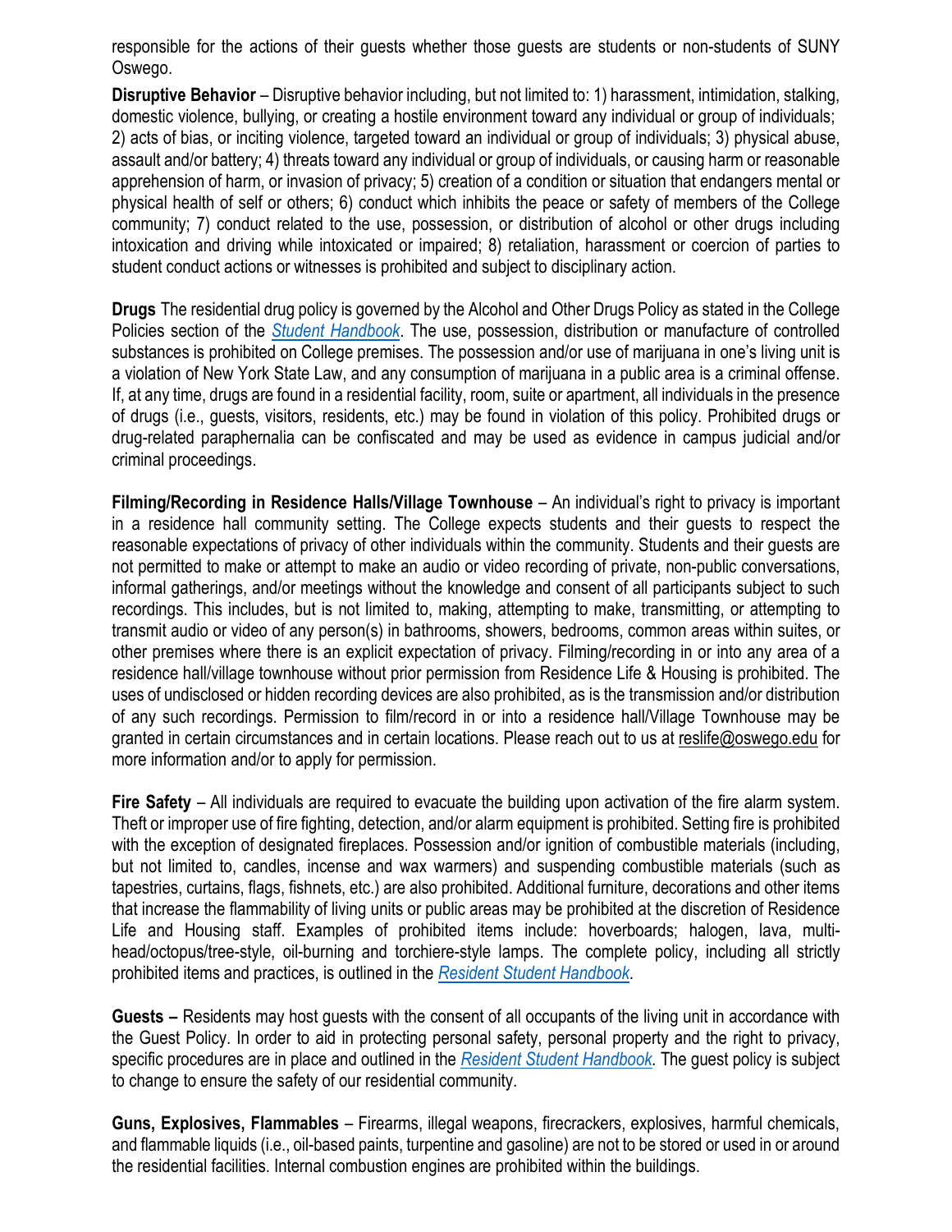responsible for the actions of their guests whether those guests are students or non-students of SUNY Oswego.

**Disruptive Behavior** – Disruptive behavior including, but not limited to: 1) harassment, intimidation, stalking, domestic violence, bullying, or creating a hostile environment toward any individual or group of individuals; 2) acts of bias, or inciting violence, targeted toward an individual or group of individuals; 3) physical abuse, assault and/or battery; 4) threats toward any individual or group of individuals, or causing harm or reasonable apprehension of harm, or invasion of privacy; 5) creation of a condition or situation that endangers mental or physical health of self or others; 6) conduct which inhibits the peace or safety of members of the College community; 7) conduct related to the use, possession, or distribution of alcohol or other drugs including intoxication and driving while intoxicated or impaired; 8) retaliation, harassment or coercion of parties to student conduct actions or witnesses is prohibited and subject to disciplinary action.

**Drugs** The residential drug policy is governed by the Alcohol and Other Drugs Policy as stated in the College Policies section of the *Student Handbook*. The use, possession, distribution or manufacture of controlled substances is prohibited on College premises. The possession and/or use of marijuana in one's living unit is a violation of New York State Law, and any consumption of marijuana in a public area is a criminal offense. If, at any time, drugs are found in a residential facility, room, suite or apartment, all individuals in the presence of drugs (i.e., guests, visitors, residents, etc.) may be found in violation of this policy. Prohibited drugs or drug-related paraphernalia can be confiscated and may be used as evidence in campus judicial and/or criminal proceedings.

**Filming/Recording in Residence Halls/Village Townhouse** – An individual's right to privacy is important in a residence hall community setting. The College expects students and their guests to respect the reasonable expectations of privacy of other individuals within the community. Students and their guests are not permitted to make or attempt to make an audio or video recording of private, non-public conversations, informal gatherings, and/or meetings without the knowledge and consent of all participants subject to such recordings. This includes, but is not limited to, making, attempting to make, transmitting, or attempting to transmit audio or video of any person(s) in bathrooms, showers, bedrooms, common areas within suites, or other premises where there is an explicit expectation of privacy. Filming/recording in or into any area of a residence hall/village townhouse without prior permission from Residence Life & Housing is prohibited. The uses of undisclosed or hidden recording devices are also prohibited, as is the transmission and/or distribution of any such recordings. Permission to film/record in or into a residence hall/Village Townhouse may be granted in certain circumstances and in certain locations. Please reach out to us at reslife@oswego.edu for more information and/or to apply for permission.

**Fire Safety** – All individuals are required to evacuate the building upon activation of the fire alarm system. Theft or improper use of fire fighting, detection, and/or alarm equipment is prohibited. Setting fire is prohibited with the exception of designated fireplaces. Possession and/or ignition of combustible materials (including, but not limited to, candles, incense and wax warmers) and suspending combustible materials (such as tapestries, curtains, flags, fishnets, etc.) are also prohibited. Additional furniture, decorations and other items that increase the flammability of living units or public areas may be prohibited at the discretion of Residence Life and Housing staff. Examples of prohibited items include: hoverboards; halogen, lava, multi-head/octopus/tree-style, oil-burning and torchiere-style lamps. The complete policy, including all strictly prohibited items and practices, is outlined in the *Resident Student Handbook*.

**Guests –** Residents may host guests with the consent of all occupants of the living unit in accordance with the Guest Policy. In order to aid in protecting personal safety, personal property and the right to privacy, specific procedures are in place and outlined in the *Resident Student Handbook.* The guest policy is subject to change to ensure the safety of our residential community.

**Guns, Explosives, Flammables** – Firearms, illegal weapons, firecrackers, explosives, harmful chemicals, and flammable liquids (i.e., oil-based paints, turpentine and gasoline) are not to be stored or used in or around the residential facilities. Internal combustion engines are prohibited within the buildings.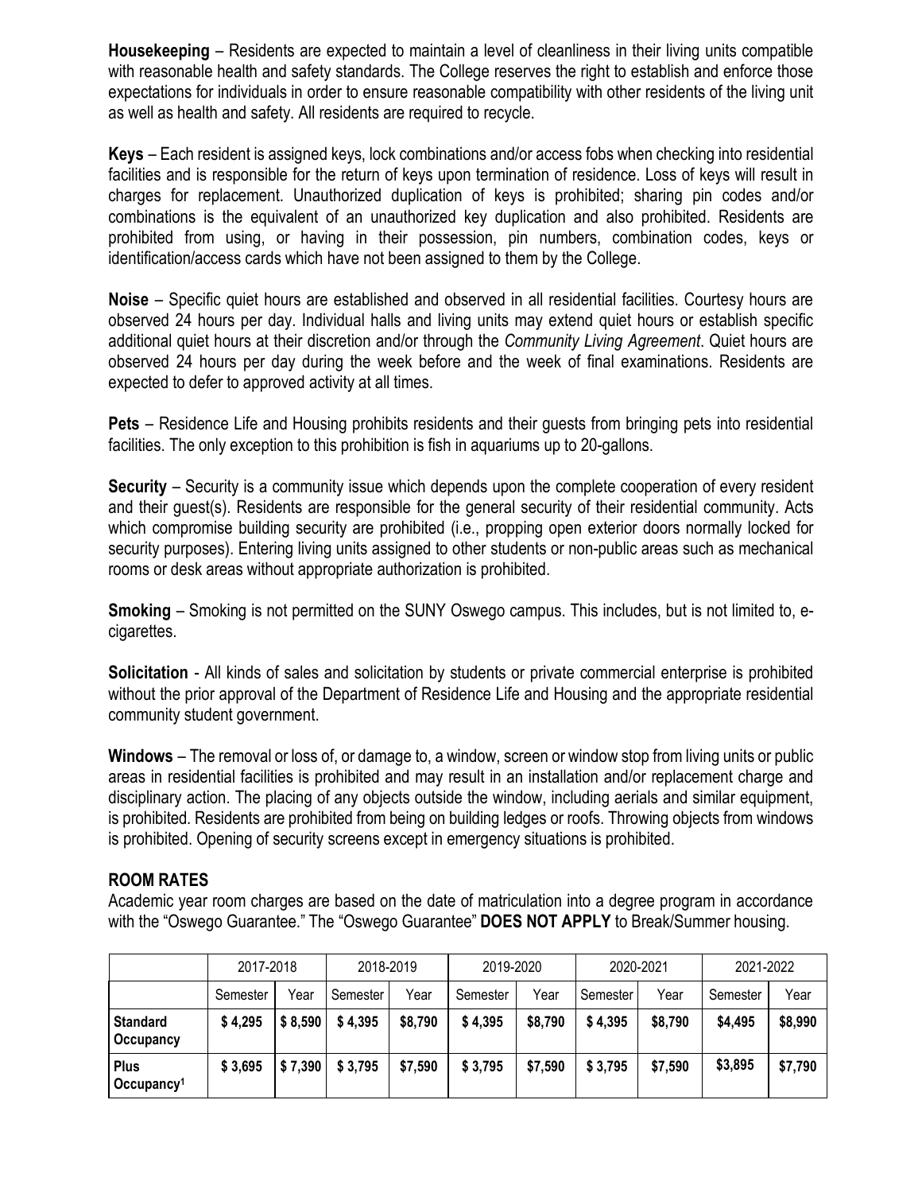**Housekeeping** – Residents are expected to maintain a level of cleanliness in their living units compatible with reasonable health and safety standards. The College reserves the right to establish and enforce those expectations for individuals in order to ensure reasonable compatibility with other residents of the living unit as well as health and safety. All residents are required to recycle.

**Keys** – Each resident is assigned keys, lock combinations and/or access fobs when checking into residential facilities and is responsible for the return of keys upon termination of residence. Loss of keys will result in charges for replacement. Unauthorized duplication of keys is prohibited; sharing pin codes and/or combinations is the equivalent of an unauthorized key duplication and also prohibited. Residents are prohibited from using, or having in their possession, pin numbers, combination codes, keys or identification/access cards which have not been assigned to them by the College.

**Noise** – Specific quiet hours are established and observed in all residential facilities. Courtesy hours are observed 24 hours per day. Individual halls and living units may extend quiet hours or establish specific additional quiet hours at their discretion and/or through the *Community Living Agreement*. Quiet hours are observed 24 hours per day during the week before and the week of final examinations. Residents are expected to defer to approved activity at all times.

**Pets** – Residence Life and Housing prohibits residents and their guests from bringing pets into residential facilities. The only exception to this prohibition is fish in aquariums up to 20-gallons.

**Security** – Security is a community issue which depends upon the complete cooperation of every resident and their guest(s). Residents are responsible for the general security of their residential community. Acts which compromise building security are prohibited (i.e., propping open exterior doors normally locked for security purposes). Entering living units assigned to other students or non-public areas such as mechanical rooms or desk areas without appropriate authorization is prohibited.

**Smoking** – Smoking is not permitted on the SUNY Oswego campus. This includes, but is not limited to, e-cigarettes.

**Solicitation** - All kinds of sales and solicitation by students or private commercial enterprise is prohibited without the prior approval of the Department of Residence Life and Housing and the appropriate residential community student government.

**Windows** – The removal or loss of, or damage to, a window, screen or window stop from living units or public areas in residential facilities is prohibited and may result in an installation and/or replacement charge and disciplinary action. The placing of any objects outside the window, including aerials and similar equipment, is prohibited. Residents are prohibited from being on building ledges or roofs. Throwing objects from windows is prohibited. Opening of security screens except in emergency situations is prohibited.

## ROOM RATES

Academic year room charges are based on the date of matriculation into a degree program in accordance with the "Oswego Guarantee." The "Oswego Guarantee" **DOES NOT APPLY** to Break/Summer housing.

| | 2017-2018 | | 2018-2019 | | 2019-2020 | | 2020-2021 | | 2021-2022 | |
|---|---|---|---|---|---|---|---|---|---|---|
| | Semester | Year | Semester | Year | Semester | Year | Semester | Year | Semester | Year |
| **Standard Occupancy** | **$ 4,295** | **$ 8,590** | **$ 4,395** | **$8,790** | **$ 4,395** | **$8,790** | **$ 4,395** | **$8,790** | **$4,495** | **$8,990** |
| **Plus Occupancy[1]** | **$ 3,695** | **$ 7,390** | **$ 3,795** | **$7,590** | **$ 3,795** | **$7,590** | **$ 3,795** | **$7,590** | **$3,895** | **$7,790** |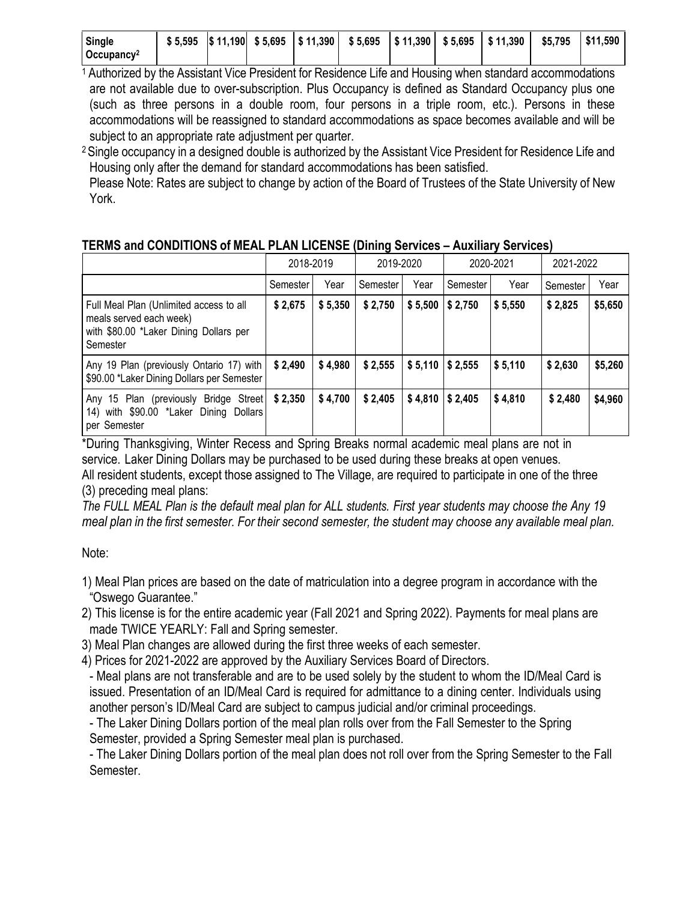| Single Occupancy[2] | $ 5,595 | $ 11,190 | $ 5,695 | $ 11,390 | $ 5,695 | $ 11,390 | $ 5,695 | $ 11,390 | $5,795 | $11,590 |
|---|---|---|---|---|---|---|---|---|---|---|

[1] Authorized by the Assistant Vice President for Residence Life and Housing when standard accommodations are not available due to over-subscription. Plus Occupancy is defined as Standard Occupancy plus one (such as three persons in a double room, four persons in a triple room, etc.). Persons in these accommodations will be reassigned to standard accommodations as space becomes available and will be subject to an appropriate rate adjustment per quarter.

[2] Single occupancy in a designed double is authorized by the Assistant Vice President for Residence Life and Housing only after the demand for standard accommodations has been satisfied.

Please Note: Rates are subject to change by action of the Board of Trustees of the State University of New York.

**TERMS and CONDITIONS of MEAL PLAN LICENSE (Dining Services – Auxiliary Services)**

| | 2018-2019 | | 2019-2020 | | 2020-2021 | | 2021-2022 | |
|---|---|---|---|---|---|---|---|---|
| | Semester | Year | Semester | Year | Semester | Year | Semester | Year |
| Full Meal Plan (Unlimited access to all meals served each week) with $80.00 *Laker Dining Dollars per Semester | $ 2,675 | $ 5,350 | $ 2,750 | $ 5,500 | $ 2,750 | $ 5,550 | $ 2,825 | $5,650 |
| Any 19 Plan (previously Ontario 17) with $90.00 *Laker Dining Dollars per Semester | $ 2,490 | $ 4,980 | $ 2,555 | $ 5,110 | $ 2,555 | $ 5,110 | $ 2,630 | $5,260 |
| Any 15 Plan (previously Bridge Street 14) with $90.00 *Laker Dining Dollars per Semester | $ 2,350 | $ 4,700 | $ 2,405 | $ 4,810 | $ 2,405 | $ 4,810 | $ 2,480 | $4,960 |

*During Thanksgiving, Winter Recess and Spring Breaks normal academic meal plans are not in service. Laker Dining Dollars may be purchased to be used during these breaks at open venues.

All resident students, except those assigned to The Village, are required to participate in one of the three (3) preceding meal plans:

*The FULL MEAL Plan is the default meal plan for ALL students. First year students may choose the Any 19 meal plan in the first semester. For their second semester, the student may choose any available meal plan.*

Note:

1) Meal Plan prices are based on the date of matriculation into a degree program in accordance with the "Oswego Guarantee."
2) This license is for the entire academic year (Fall 2021 and Spring 2022). Payments for meal plans are made TWICE YEARLY: Fall and Spring semester.
3) Meal Plan changes are allowed during the first three weeks of each semester.
4) Prices for 2021-2022 are approved by the Auxiliary Services Board of Directors.

- Meal plans are not transferable and are to be used solely by the student to whom the ID/Meal Card is issued. Presentation of an ID/Meal Card is required for admittance to a dining center. Individuals using another person's ID/Meal Card are subject to campus judicial and/or criminal proceedings.
- The Laker Dining Dollars portion of the meal plan rolls over from the Fall Semester to the Spring Semester, provided a Spring Semester meal plan is purchased.
- The Laker Dining Dollars portion of the meal plan does not roll over from the Spring Semester to the Fall Semester.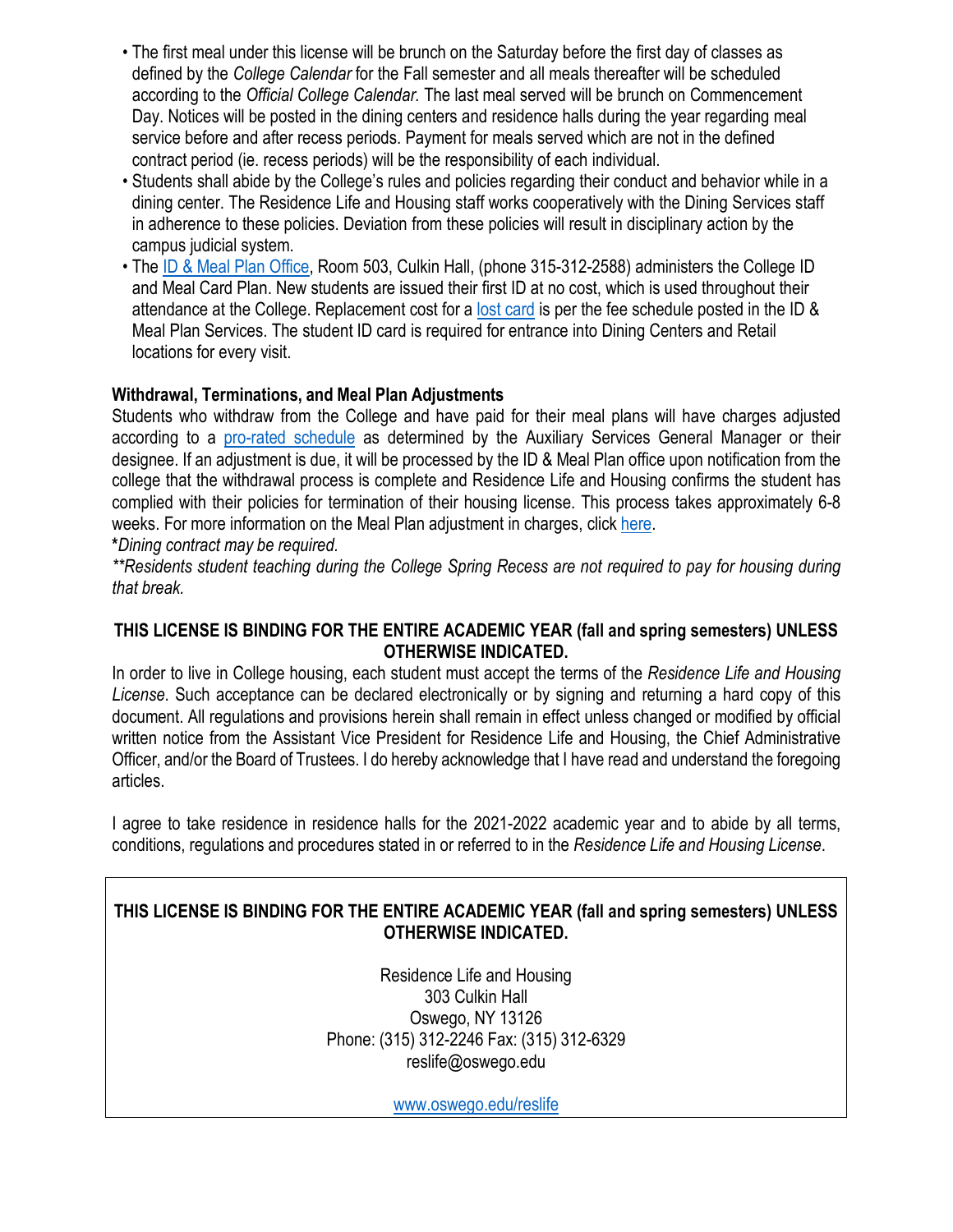- The first meal under this license will be brunch on the Saturday before the first day of classes as defined by the *College Calendar* for the Fall semester and all meals thereafter will be scheduled according to the *Official College Calendar.* The last meal served will be brunch on Commencement Day. Notices will be posted in the dining centers and residence halls during the year regarding meal service before and after recess periods. Payment for meals served which are not in the defined contract period (ie. recess periods) will be the responsibility of each individual.
- Students shall abide by the College's rules and policies regarding their conduct and behavior while in a dining center. The Residence Life and Housing staff works cooperatively with the Dining Services staff in adherence to these policies. Deviation from these policies will result in disciplinary action by the campus judicial system.
- The ID & Meal Plan Office, Room 503, Culkin Hall, (phone 315-312-2588) administers the College ID and Meal Card Plan. New students are issued their first ID at no cost, which is used throughout their attendance at the College. Replacement cost for a lost card is per the fee schedule posted in the ID & Meal Plan Services. The student ID card is required for entrance into Dining Centers and Retail locations for every visit.

**Withdrawal, Terminations, and Meal Plan Adjustments**

Students who withdraw from the College and have paid for their meal plans will have charges adjusted according to a pro-rated schedule as determined by the Auxiliary Services General Manager or their designee. If an adjustment is due, it will be processed by the ID & Meal Plan office upon notification from the college that the withdrawal process is complete and Residence Life and Housing confirms the student has complied with their policies for termination of their housing license. This process takes approximately 6-8 weeks. For more information on the Meal Plan adjustment in charges, click here.

**\****Dining contract may be required.*

*\*\*Residents student teaching during the College Spring Recess are not required to pay for housing during that break.*

**THIS LICENSE IS BINDING FOR THE ENTIRE ACADEMIC YEAR (fall and spring semesters) UNLESS OTHERWISE INDICATED.**

In order to live in College housing, each student must accept the terms of the *Residence Life and Housing License*. Such acceptance can be declared electronically or by signing and returning a hard copy of this document. All regulations and provisions herein shall remain in effect unless changed or modified by official written notice from the Assistant Vice President for Residence Life and Housing, the Chief Administrative Officer, and/or the Board of Trustees. I do hereby acknowledge that I have read and understand the foregoing articles.

I agree to take residence in residence halls for the 2021-2022 academic year and to abide by all terms, conditions, regulations and procedures stated in or referred to in the *Residence Life and Housing License*.

**THIS LICENSE IS BINDING FOR THE ENTIRE ACADEMIC YEAR (fall and spring semesters) UNLESS OTHERWISE INDICATED.**

Residence Life and Housing
303 Culkin Hall
Oswego, NY 13126
Phone: (315) 312-2246 Fax: (315) 312-6329
reslife@oswego.edu

www.oswego.edu/reslife